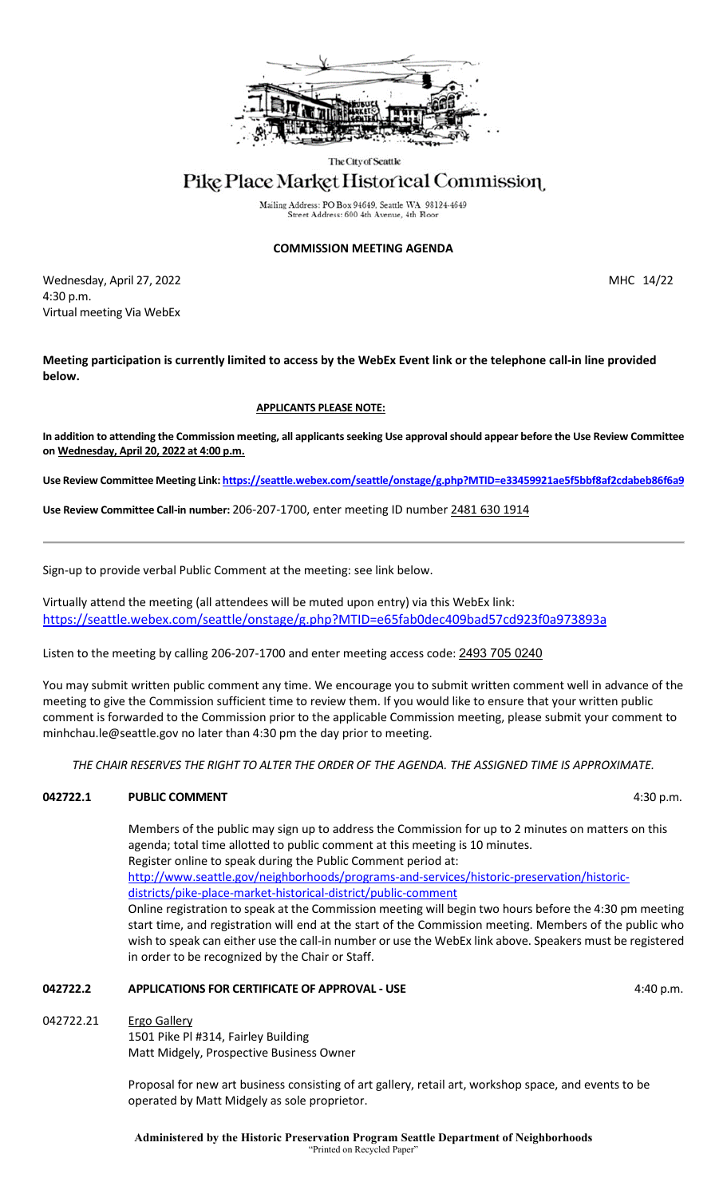The City of Seattle

# Pike Place Market Historical Commission

Mailing Address: PO Box 94649, Seattle WA 98124-4649
Street Address: 600 4th Avenue, 4th Floor

## COMMISSION MEETING AGENDA

Wednesday, April 27, 2022 MHC 14/22
4:30 p.m.
Virtual meeting Via WebEx

**Meeting participation is currently limited to access by the WebEx Event link or the telephone call-in line provided below.**

**APPLICANTS PLEASE NOTE:**

**In addition to attending the Commission meeting, all applicants seeking Use approval should appear before the Use Review Committee on Wednesday, April 20, 2022 at 4:00 p.m.**

**Use Review Committee Meeting Link: https://seattle.webex.com/seattle/onstage/g.php?MTID=e33459921ae5f5bbf8af2cdabeb86f6a9**

**Use Review Committee Call-in number:** 206-207-1700, enter meeting ID number 2481 630 1914

---

Sign-up to provide verbal Public Comment at the meeting: see link below.

Virtually attend the meeting (all attendees will be muted upon entry) via this WebEx link:
https://seattle.webex.com/seattle/onstage/g.php?MTID=e65fab0dec409bad57cd923f0a973893a

Listen to the meeting by calling 206-207-1700 and enter meeting access code: 2493 705 0240

You may submit written public comment any time. We encourage you to submit written comment well in advance of the meeting to give the Commission sufficient time to review them. If you would like to ensure that your written public comment is forwarded to the Commission prior to the applicable Commission meeting, please submit your comment to minhchau.le@seattle.gov no later than 4:30 pm the day prior to meeting.

*THE CHAIR RESERVES THE RIGHT TO ALTER THE ORDER OF THE AGENDA. THE ASSIGNED TIME IS APPROXIMATE.*

**042722.1 PUBLIC COMMENT** 4:30 p.m.

Members of the public may sign up to address the Commission for up to 2 minutes on matters on this agenda; total time allotted to public comment at this meeting is 10 minutes.
Register online to speak during the Public Comment period at:
http://www.seattle.gov/neighborhoods/programs-and-services/historic-preservation/historic-districts/pike-place-market-historical-district/public-comment
Online registration to speak at the Commission meeting will begin two hours before the 4:30 pm meeting start time, and registration will end at the start of the Commission meeting. Members of the public who wish to speak can either use the call-in number or use the WebEx link above. Speakers must be registered in order to be recognized by the Chair or Staff.

**042722.2 APPLICATIONS FOR CERTIFICATE OF APPROVAL - USE** 4:40 p.m.

042722.21 Ergo Gallery
1501 Pike Pl #314, Fairley Building
Matt Midgely, Prospective Business Owner

Proposal for new art business consisting of art gallery, retail art, workshop space, and events to be operated by Matt Midgely as sole proprietor.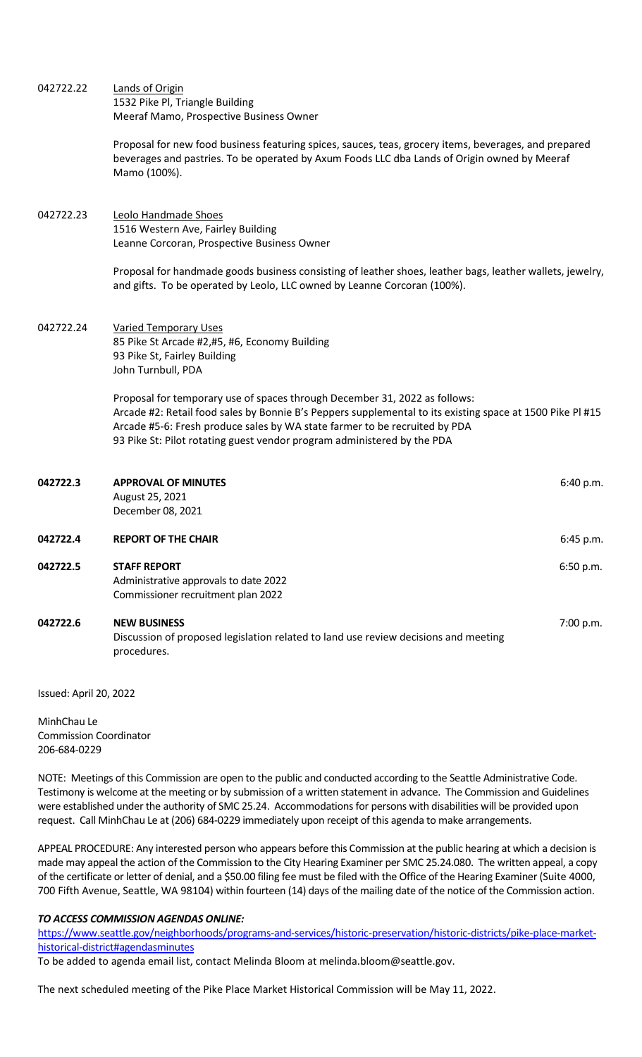042722.22 Lands of Origin
1532 Pike Pl, Triangle Building
Meeraf Mamo, Prospective Business Owner

Proposal for new food business featuring spices, sauces, teas, grocery items, beverages, and prepared beverages and pastries. To be operated by Axum Foods LLC dba Lands of Origin owned by Meeraf Mamo (100%).

042722.23 Leolo Handmade Shoes
1516 Western Ave, Fairley Building
Leanne Corcoran, Prospective Business Owner

Proposal for handmade goods business consisting of leather shoes, leather bags, leather wallets, jewelry, and gifts. To be operated by Leolo, LLC owned by Leanne Corcoran (100%).

042722.24 Varied Temporary Uses
85 Pike St Arcade #2,#5, #6, Economy Building
93 Pike St, Fairley Building
John Turnbull, PDA

Proposal for temporary use of spaces through December 31, 2022 as follows:
Arcade #2: Retail food sales by Bonnie B's Peppers supplemental to its existing space at 1500 Pike Pl #15
Arcade #5-6: Fresh produce sales by WA state farmer to be recruited by PDA
93 Pike St: Pilot rotating guest vendor program administered by the PDA

**042722.3 APPROVAL OF MINUTES** 6:40 p.m.
August 25, 2021
December 08, 2021

**042722.4 REPORT OF THE CHAIR** 6:45 p.m.

**042722.5 STAFF REPORT** 6:50 p.m.
Administrative approvals to date 2022
Commissioner recruitment plan 2022

**042722.6 NEW BUSINESS** 7:00 p.m.
Discussion of proposed legislation related to land use review decisions and meeting procedures.

Issued: April 20, 2022

MinhChau Le
Commission Coordinator
206-684-0229

NOTE: Meetings of this Commission are open to the public and conducted according to the Seattle Administrative Code. Testimony is welcome at the meeting or by submission of a written statement in advance. The Commission and Guidelines were established under the authority of SMC 25.24. Accommodations for persons with disabilities will be provided upon request. Call MinhChau Le at (206) 684-0229 immediately upon receipt of this agenda to make arrangements.

APPEAL PROCEDURE: Any interested person who appears before this Commission at the public hearing at which a decision is made may appeal the action of the Commission to the City Hearing Examiner per SMC 25.24.080. The written appeal, a copy of the certificate or letter of denial, and a $50.00 filing fee must be filed with the Office of the Hearing Examiner (Suite 4000, 700 Fifth Avenue, Seattle, WA 98104) within fourteen (14) days of the mailing date of the notice of the Commission action.

***TO ACCESS COMMISSION AGENDAS ONLINE:***
https://www.seattle.gov/neighborhoods/programs-and-services/historic-preservation/historic-districts/pike-place-market-historical-district#agendasminutes
To be added to agenda email list, contact Melinda Bloom at melinda.bloom@seattle.gov.

The next scheduled meeting of the Pike Place Market Historical Commission will be May 11, 2022.